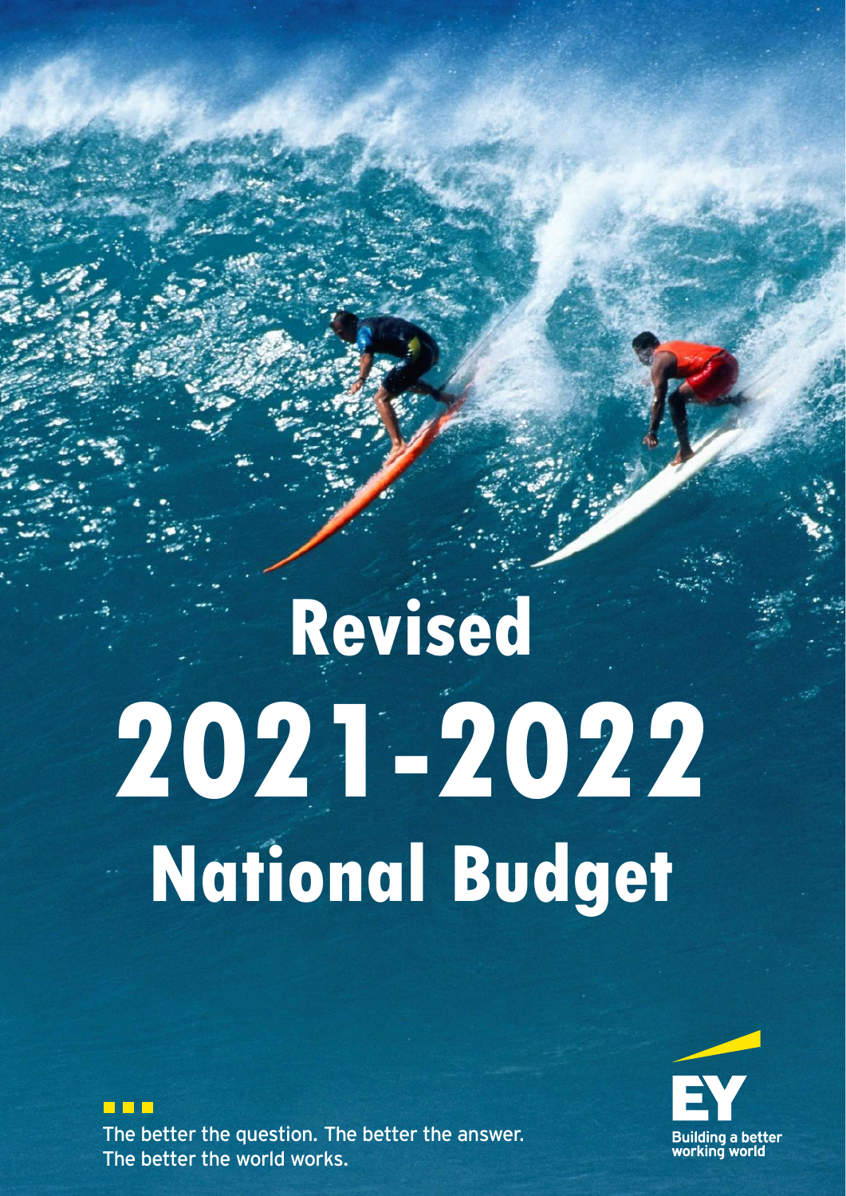# Revised 2021-2022 National Budget

The better the question. The better the answer. The better the world works.

EY
Building a better working world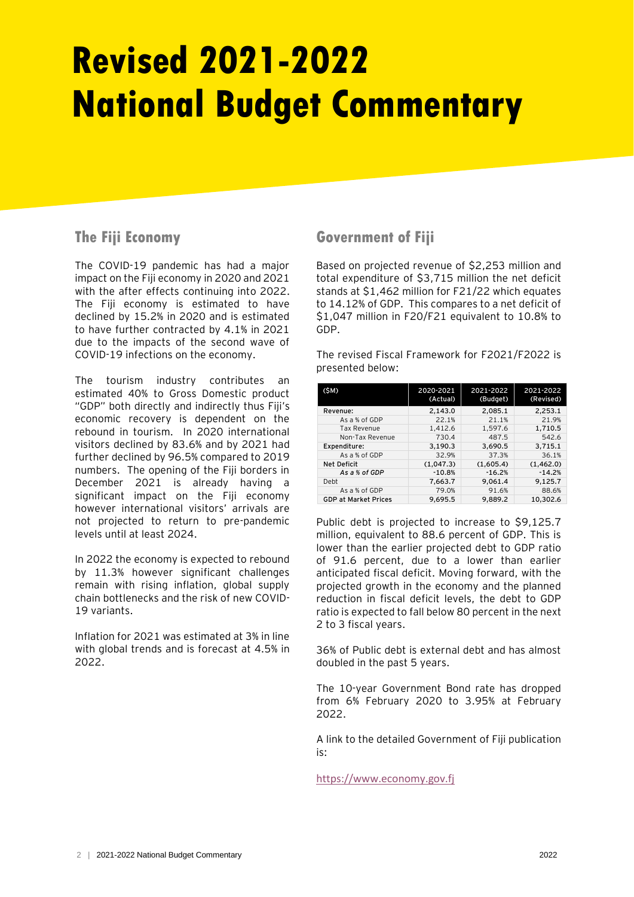# Revised 2021-2022 National Budget Commentary

## The Fiji Economy

The COVID-19 pandemic has had a major impact on the Fiji economy in 2020 and 2021 with the after effects continuing into 2022. The Fiji economy is estimated to have declined by 15.2% in 2020 and is estimated to have further contracted by 4.1% in 2021 due to the impacts of the second wave of COVID-19 infections on the economy.

The tourism industry contributes an estimated 40% to Gross Domestic product "GDP" both directly and indirectly thus Fiji's economic recovery is dependent on the rebound in tourism. In 2020 international visitors declined by 83.6% and by 2021 had further declined by 96.5% compared to 2019 numbers. The opening of the Fiji borders in December 2021 is already having a significant impact on the Fiji economy however international visitors' arrivals are not projected to return to pre-pandemic levels until at least 2024.

In 2022 the economy is expected to rebound by 11.3% however significant challenges remain with rising inflation, global supply chain bottlenecks and the risk of new COVID-19 variants.

Inflation for 2021 was estimated at 3% in line with global trends and is forecast at 4.5% in 2022.

## Government of Fiji

Based on projected revenue of $2,253 million and total expenditure of $3,715 million the net deficit stands at $1,462 million for F21/22 which equates to 14.12% of GDP. This compares to a net deficit of $1,047 million in F20/F21 equivalent to 10.8% to GDP.

The revised Fiscal Framework for F2021/F2022 is presented below:

| ($M) | 2020-2021 (Actual) | 2021-2022 (Budget) | 2021-2022 (Revised) |
|---|---|---|---|
| **Revenue:** | 2,143.0 | 2,085.1 | 2,253.1 |
| As a % of GDP | 22.1% | 21.1% | 21.9% |
| Tax Revenue | 1,412.6 | 1,597.6 | 1,710.5 |
| Non-Tax Revenue | 730.4 | 487.5 | 542.6 |
| **Expenditure:** | 3,190.3 | 3,690.5 | 3,715.1 |
| As a % of GDP | 32.9% | 37.3% | 36.1% |
| **Net Deficit** | (1,047.3) | (1,605.4) | (1,462.0) |
| *As a % of GDP* | -10.8% | -16.2% | -14.2% |
| Debt | 7,663.7 | 9,061.4 | 9,125.7 |
| As a % of GDP | 79.0% | 91.6% | 88.6% |
| **GDP at Market Prices** | 9,695.5 | 9,889.2 | 10,302.6 |

Public debt is projected to increase to $9,125.7 million, equivalent to 88.6 percent of GDP. This is lower than the earlier projected debt to GDP ratio of 91.6 percent, due to a lower than earlier anticipated fiscal deficit. Moving forward, with the projected growth in the economy and the planned reduction in fiscal deficit levels, the debt to GDP ratio is expected to fall below 80 percent in the next 2 to 3 fiscal years.

36% of Public debt is external debt and has almost doubled in the past 5 years.

The 10-year Government Bond rate has dropped from 6% February 2020 to 3.95% at February 2022.

A link to the detailed Government of Fiji publication is:

https://www.economy.gov.fj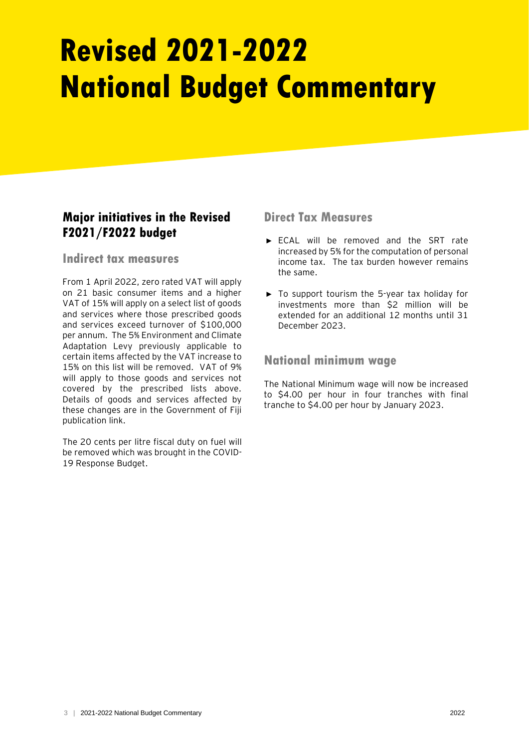# Revised 2021-2022 National Budget Commentary

## Major initiatives in the Revised F2021/F2022 budget

### Indirect tax measures

From 1 April 2022, zero rated VAT will apply on 21 basic consumer items and a higher VAT of 15% will apply on a select list of goods and services where those prescribed goods and services exceed turnover of $100,000 per annum. The 5% Environment and Climate Adaptation Levy previously applicable to certain items affected by the VAT increase to 15% on this list will be removed. VAT of 9% will apply to those goods and services not covered by the prescribed lists above. Details of goods and services affected by these changes are in the Government of Fiji publication link.

The 20 cents per litre fiscal duty on fuel will be removed which was brought in the COVID-19 Response Budget.

### Direct Tax Measures

- ECAL will be removed and the SRT rate increased by 5% for the computation of personal income tax. The tax burden however remains the same.
- To support tourism the 5-year tax holiday for investments more than $2 million will be extended for an additional 12 months until 31 December 2023.

### National minimum wage

The National Minimum wage will now be increased to $4.00 per hour in four tranches with final tranche to $4.00 per hour by January 2023.